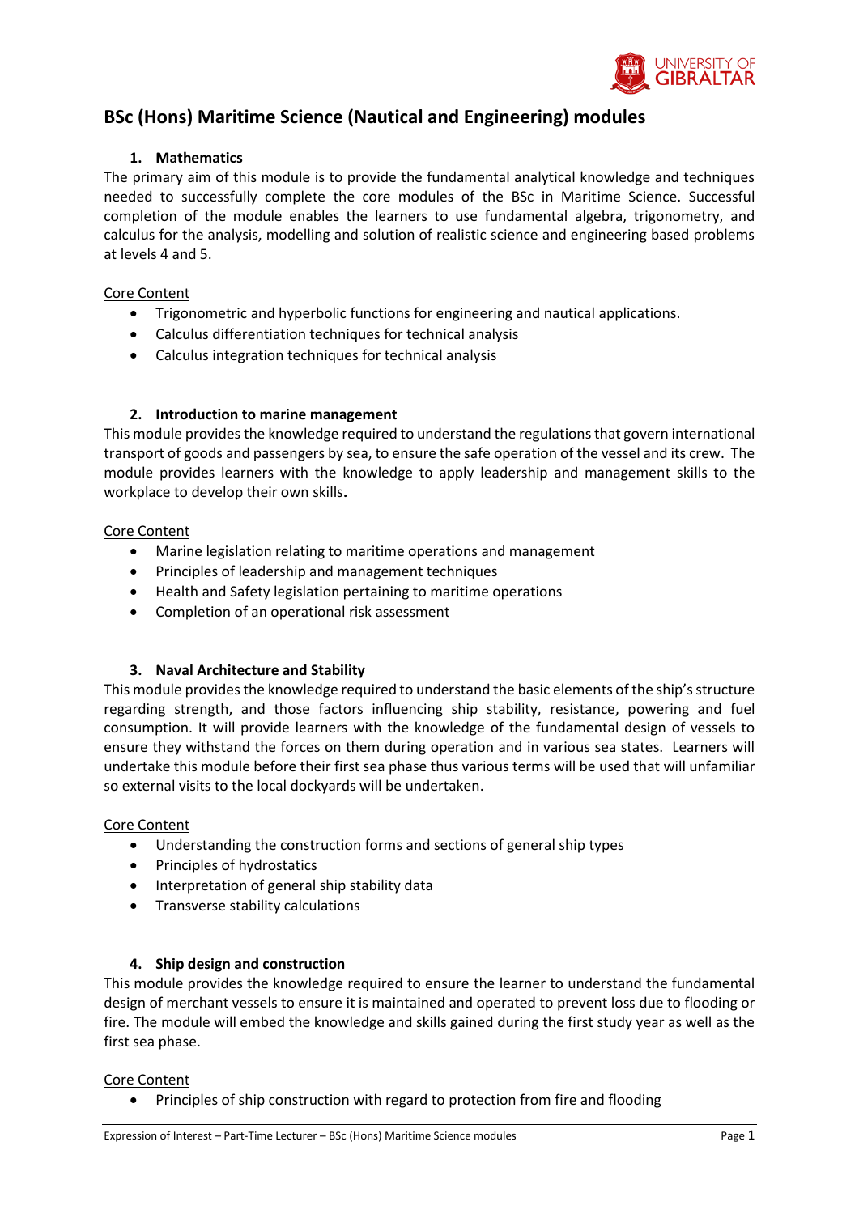# BSc (Hons) Maritime Science (Nautical and Engineering) modules

### 1. Mathematics

The primary aim of this module is to provide the fundamental analytical knowledge and techniques needed to successfully complete the core modules of the BSc in Maritime Science. Successful completion of the module enables the learners to use fundamental algebra, trigonometry, and calculus for the analysis, modelling and solution of realistic science and engineering based problems at levels 4 and 5.

Core Content

- Trigonometric and hyperbolic functions for engineering and nautical applications.
- Calculus differentiation techniques for technical analysis
- Calculus integration techniques for technical analysis

### 2. Introduction to marine management

This module provides the knowledge required to understand the regulations that govern international transport of goods and passengers by sea, to ensure the safe operation of the vessel and its crew. The module provides learners with the knowledge to apply leadership and management skills to the workplace to develop their own skills**.**

Core Content

- Marine legislation relating to maritime operations and management
- Principles of leadership and management techniques
- Health and Safety legislation pertaining to maritime operations
- Completion of an operational risk assessment

### 3. Naval Architecture and Stability

This module provides the knowledge required to understand the basic elements of the ship's structure regarding strength, and those factors influencing ship stability, resistance, powering and fuel consumption. It will provide learners with the knowledge of the fundamental design of vessels to ensure they withstand the forces on them during operation and in various sea states. Learners will undertake this module before their first sea phase thus various terms will be used that will unfamiliar so external visits to the local dockyards will be undertaken.

Core Content

- Understanding the construction forms and sections of general ship types
- Principles of hydrostatics
- Interpretation of general ship stability data
- Transverse stability calculations

### 4. Ship design and construction

This module provides the knowledge required to ensure the learner to understand the fundamental design of merchant vessels to ensure it is maintained and operated to prevent loss due to flooding or fire. The module will embed the knowledge and skills gained during the first study year as well as the first sea phase.

Core Content

- Principles of ship construction with regard to protection from fire and flooding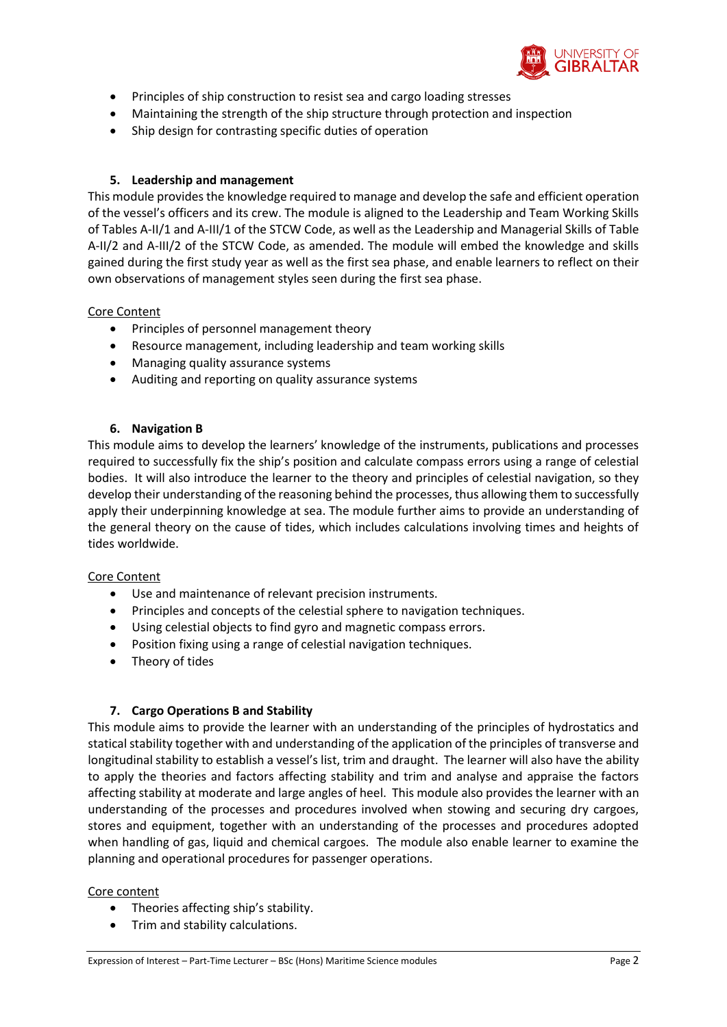- Principles of ship construction to resist sea and cargo loading stresses
- Maintaining the strength of the ship structure through protection and inspection
- Ship design for contrasting specific duties of operation

### 5. Leadership and management

This module provides the knowledge required to manage and develop the safe and efficient operation of the vessel's officers and its crew. The module is aligned to the Leadership and Team Working Skills of Tables A-II/1 and A-III/1 of the STCW Code, as well as the Leadership and Managerial Skills of Table A-II/2 and A-III/2 of the STCW Code, as amended. The module will embed the knowledge and skills gained during the first study year as well as the first sea phase, and enable learners to reflect on their own observations of management styles seen during the first sea phase.

Core Content

- Principles of personnel management theory
- Resource management, including leadership and team working skills
- Managing quality assurance systems
- Auditing and reporting on quality assurance systems

### 6. Navigation B

This module aims to develop the learners' knowledge of the instruments, publications and processes required to successfully fix the ship's position and calculate compass errors using a range of celestial bodies. It will also introduce the learner to the theory and principles of celestial navigation, so they develop their understanding of the reasoning behind the processes, thus allowing them to successfully apply their underpinning knowledge at sea. The module further aims to provide an understanding of the general theory on the cause of tides, which includes calculations involving times and heights of tides worldwide.

Core Content

- Use and maintenance of relevant precision instruments.
- Principles and concepts of the celestial sphere to navigation techniques.
- Using celestial objects to find gyro and magnetic compass errors.
- Position fixing using a range of celestial navigation techniques.
- Theory of tides

### 7. Cargo Operations B and Stability

This module aims to provide the learner with an understanding of the principles of hydrostatics and statical stability together with and understanding of the application of the principles of transverse and longitudinal stability to establish a vessel's list, trim and draught. The learner will also have the ability to apply the theories and factors affecting stability and trim and analyse and appraise the factors affecting stability at moderate and large angles of heel. This module also provides the learner with an understanding of the processes and procedures involved when stowing and securing dry cargoes, stores and equipment, together with an understanding of the processes and procedures adopted when handling of gas, liquid and chemical cargoes. The module also enable learner to examine the planning and operational procedures for passenger operations.

Core content

- Theories affecting ship's stability.
- Trim and stability calculations.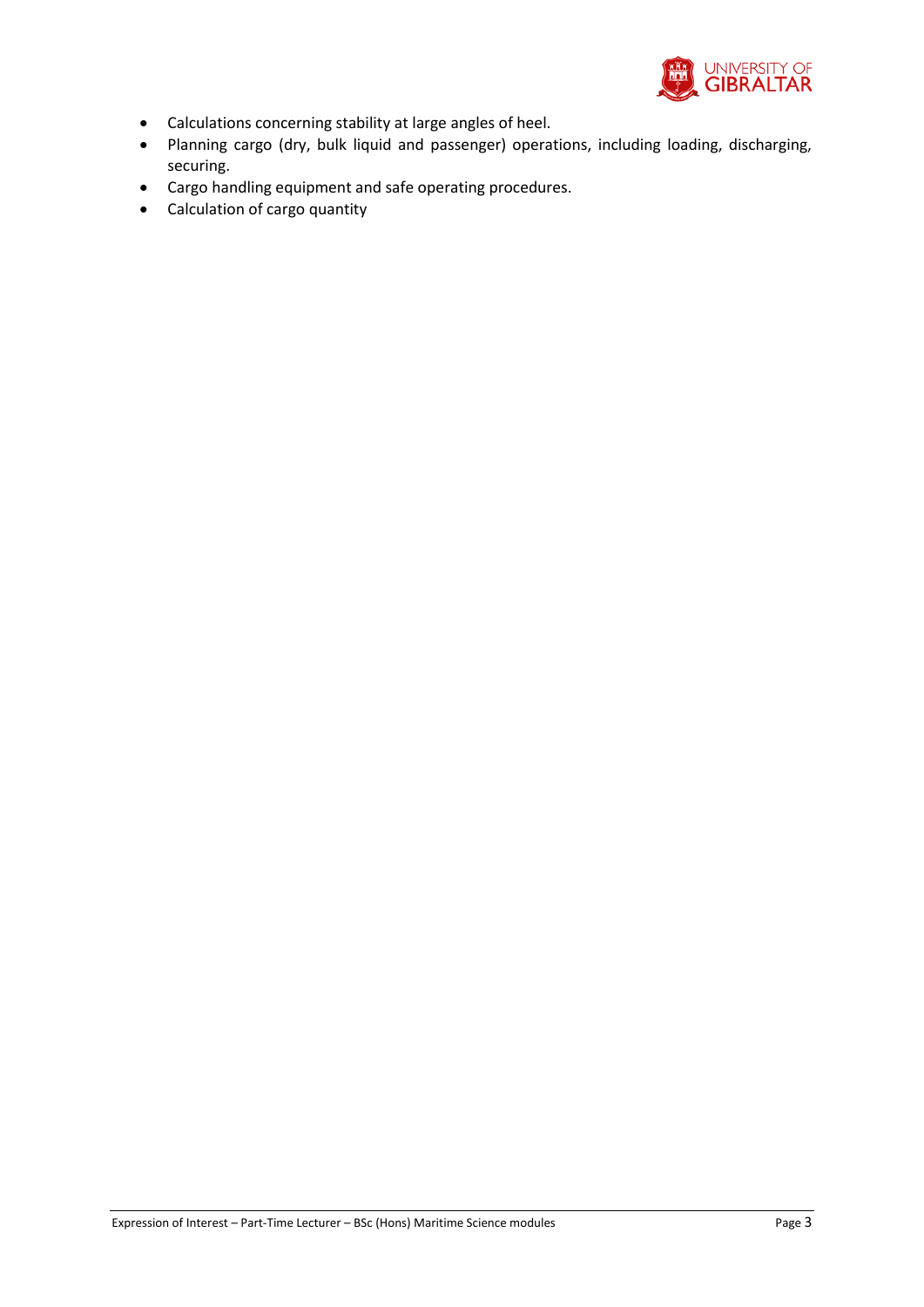- Calculations concerning stability at large angles of heel.
- Planning cargo (dry, bulk liquid and passenger) operations, including loading, discharging, securing.
- Cargo handling equipment and safe operating procedures.
- Calculation of cargo quantity